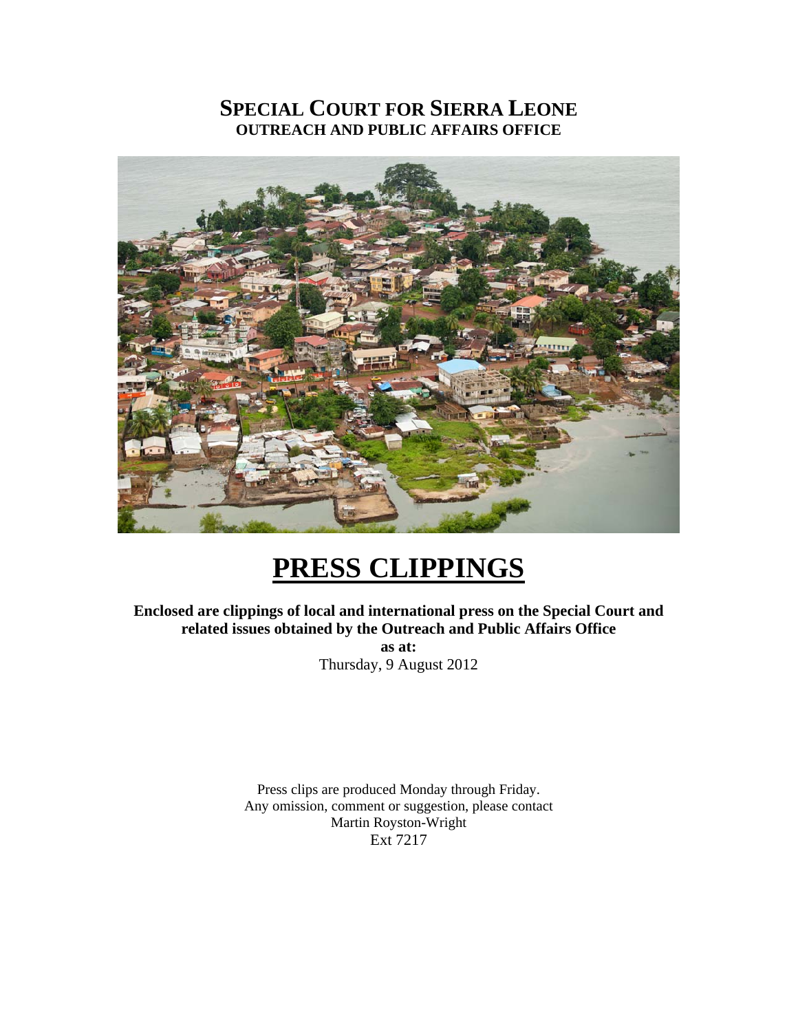# SPECIAL COURT FOR SIERRA LEONE
## OUTREACH AND PUBLIC AFFAIRS OFFICE

# PRESS CLIPPINGS

**Enclosed are clippings of local and international press on the Special Court and related issues obtained by the Outreach and Public Affairs Office**

**as at:**

Thursday, 9 August 2012

Press clips are produced Monday through Friday.
Any omission, comment or suggestion, please contact
Martin Royston-Wright
Ext 7217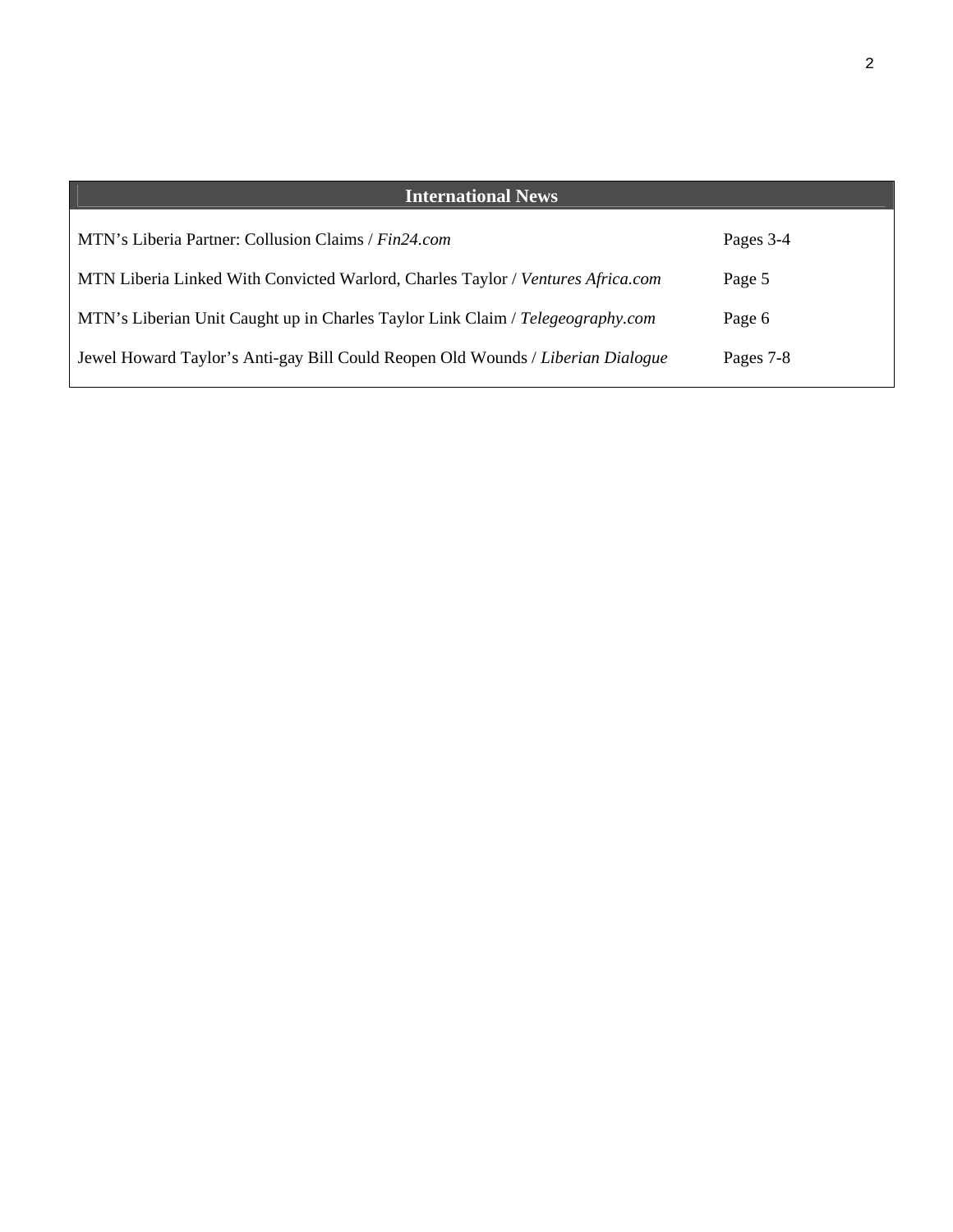| International News | |
|---|---|
| MTN’s Liberia Partner: Collusion Claims / *Fin24.com* | Pages 3-4 |
| MTN Liberia Linked With Convicted Warlord, Charles Taylor / *Ventures Africa.com* | Page 5 |
| MTN’s Liberian Unit Caught up in Charles Taylor Link Claim / *Telegeography.com* | Page 6 |
| Jewel Howard Taylor’s Anti-gay Bill Could Reopen Old Wounds / *Liberian Dialogue* | Pages 7-8 |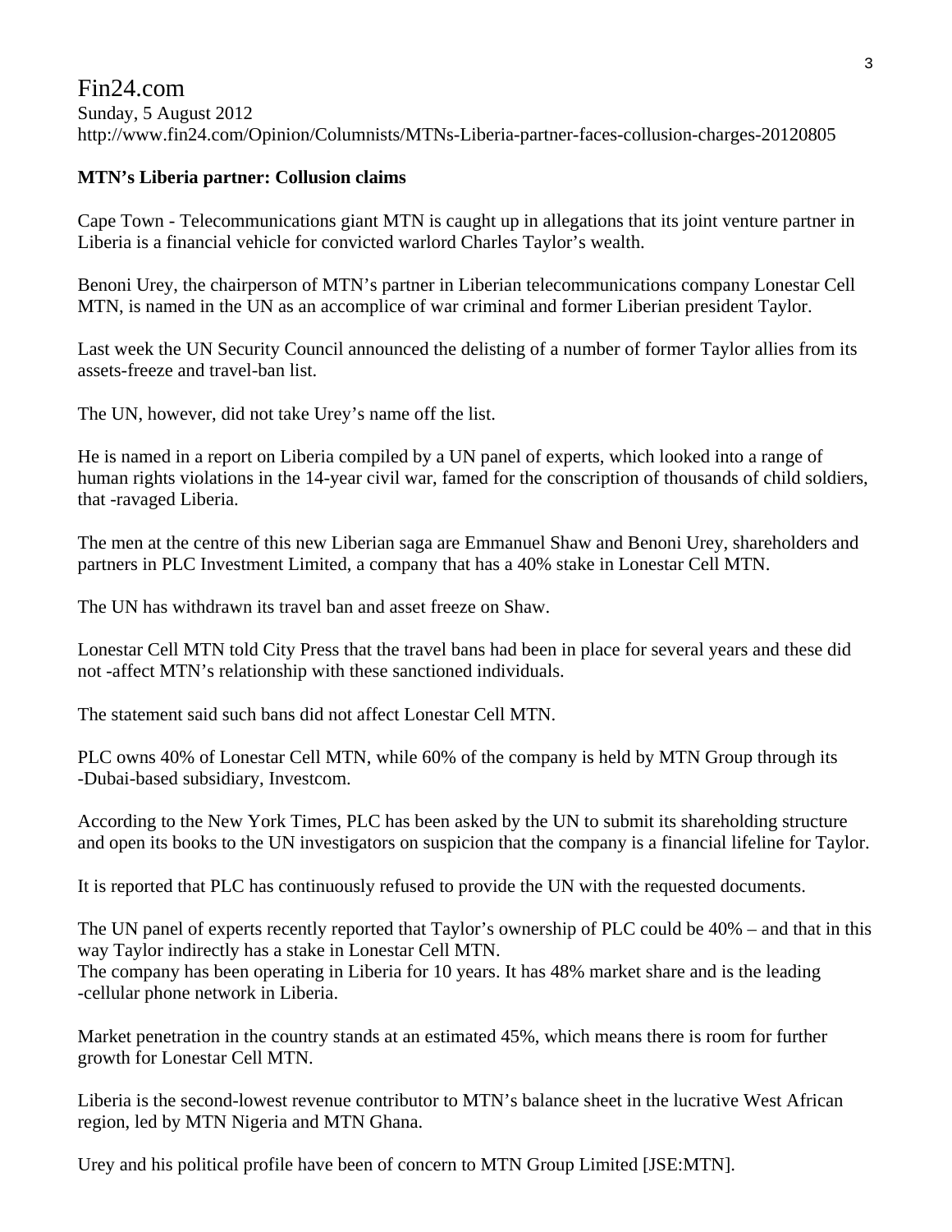Fin24.com

Sunday, 5 August 2012

http://www.fin24.com/Opinion/Columnists/MTNs-Liberia-partner-faces-collusion-charges-20120805

**MTN's Liberia partner: Collusion claims**

Cape Town - Telecommunications giant MTN is caught up in allegations that its joint venture partner in Liberia is a financial vehicle for convicted warlord Charles Taylor's wealth.

Benoni Urey, the chairperson of MTN's partner in Liberian telecommunications company Lonestar Cell MTN, is named in the UN as an accomplice of war criminal and former Liberian president Taylor.

Last week the UN Security Council announced the delisting of a number of former Taylor allies from its assets-freeze and travel-ban list.

The UN, however, did not take Urey's name off the list.

He is named in a report on Liberia compiled by a UN panel of experts, which looked into a range of human rights violations in the 14-year civil war, famed for the conscription of thousands of child soldiers, that -ravaged Liberia.

The men at the centre of this new Liberian saga are Emmanuel Shaw and Benoni Urey, shareholders and partners in PLC Investment Limited, a company that has a 40% stake in Lonestar Cell MTN.

The UN has withdrawn its travel ban and asset freeze on Shaw.

Lonestar Cell MTN told City Press that the travel bans had been in place for several years and these did not -affect MTN's relationship with these sanctioned individuals.

The statement said such bans did not affect Lonestar Cell MTN.

PLC owns 40% of Lonestar Cell MTN, while 60% of the company is held by MTN Group through its -Dubai-based subsidiary, Investcom.

According to the New York Times, PLC has been asked by the UN to submit its shareholding structure and open its books to the UN investigators on suspicion that the company is a financial lifeline for Taylor.

It is reported that PLC has continuously refused to provide the UN with the requested documents.

The UN panel of experts recently reported that Taylor's ownership of PLC could be 40% – and that in this way Taylor indirectly has a stake in Lonestar Cell MTN.
The company has been operating in Liberia for 10 years. It has 48% market share and is the leading -cellular phone network in Liberia.

Market penetration in the country stands at an estimated 45%, which means there is room for further growth for Lonestar Cell MTN.

Liberia is the second-lowest revenue contributor to MTN's balance sheet in the lucrative West African region, led by MTN Nigeria and MTN Ghana.

Urey and his political profile have been of concern to MTN Group Limited [JSE:MTN].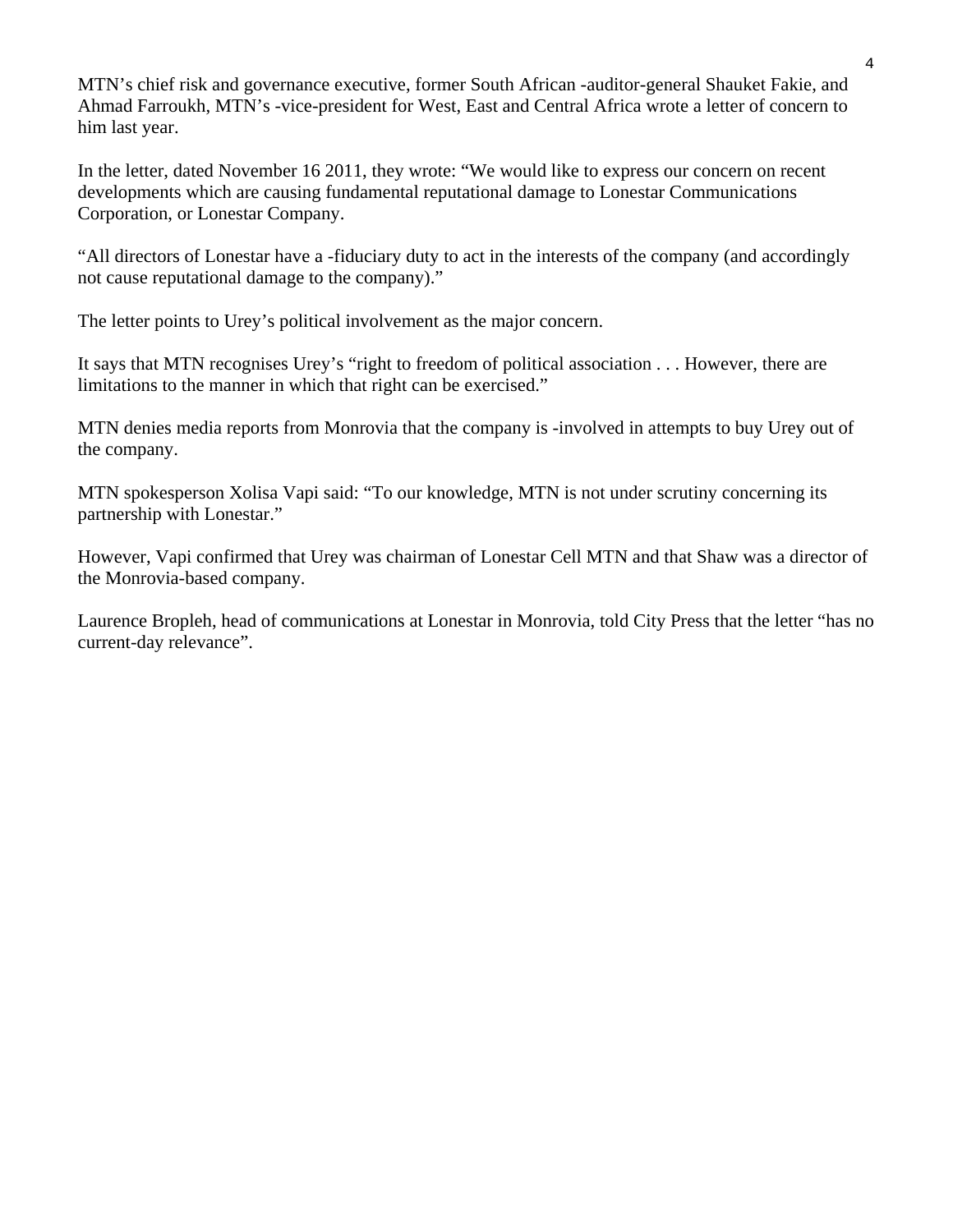MTN's chief risk and governance executive, former South African -auditor-general Shauket Fakie, and Ahmad Farroukh, MTN's -vice-president for West, East and Central Africa wrote a letter of concern to him last year.

In the letter, dated November 16 2011, they wrote: "We would like to express our concern on recent developments which are causing fundamental reputational damage to Lonestar Communications Corporation, or Lonestar Company.

"All directors of Lonestar have a -fiduciary duty to act in the interests of the company (and accordingly not cause reputational damage to the company)."

The letter points to Urey's political involvement as the major concern.

It says that MTN recognises Urey's "right to freedom of political association . . . However, there are limitations to the manner in which that right can be exercised."

MTN denies media reports from Monrovia that the company is -involved in attempts to buy Urey out of the company.

MTN spokesperson Xolisa Vapi said: "To our knowledge, MTN is not under scrutiny concerning its partnership with Lonestar."

However, Vapi confirmed that Urey was chairman of Lonestar Cell MTN and that Shaw was a director of the Monrovia-based company.

Laurence Bropleh, head of communications at Lonestar in Monrovia, told City Press that the letter "has no current-day relevance".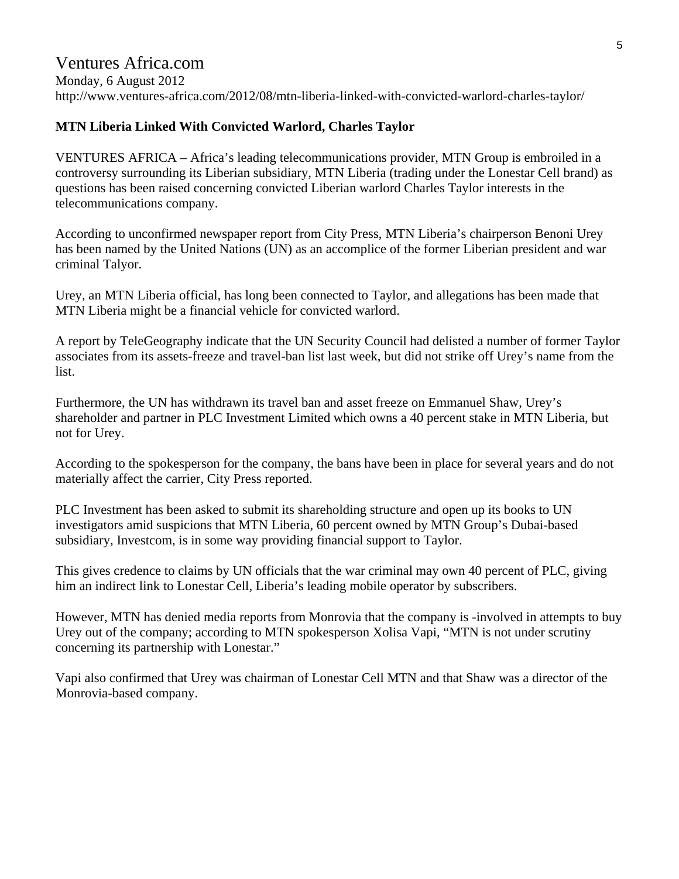# Ventures Africa.com

Monday, 6 August 2012

http://www.ventures-africa.com/2012/08/mtn-liberia-linked-with-convicted-warlord-charles-taylor/

**MTN Liberia Linked With Convicted Warlord, Charles Taylor**

VENTURES AFRICA – Africa's leading telecommunications provider, MTN Group is embroiled in a controversy surrounding its Liberian subsidiary, MTN Liberia (trading under the Lonestar Cell brand) as questions has been raised concerning convicted Liberian warlord Charles Taylor interests in the telecommunications company.

According to unconfirmed newspaper report from City Press, MTN Liberia's chairperson Benoni Urey has been named by the United Nations (UN) as an accomplice of the former Liberian president and war criminal Talyor.

Urey, an MTN Liberia official, has long been connected to Taylor, and allegations has been made that MTN Liberia might be a financial vehicle for convicted warlord.

A report by TeleGeography indicate that the UN Security Council had delisted a number of former Taylor associates from its assets-freeze and travel-ban list last week, but did not strike off Urey's name from the list.

Furthermore, the UN has withdrawn its travel ban and asset freeze on Emmanuel Shaw, Urey's shareholder and partner in PLC Investment Limited which owns a 40 percent stake in MTN Liberia, but not for Urey.

According to the spokesperson for the company, the bans have been in place for several years and do not materially affect the carrier, City Press reported.

PLC Investment has been asked to submit its shareholding structure and open up its books to UN investigators amid suspicions that MTN Liberia, 60 percent owned by MTN Group's Dubai-based subsidiary, Investcom, is in some way providing financial support to Taylor.

This gives credence to claims by UN officials that the war criminal may own 40 percent of PLC, giving him an indirect link to Lonestar Cell, Liberia's leading mobile operator by subscribers.

However, MTN has denied media reports from Monrovia that the company is -involved in attempts to buy Urey out of the company; according to MTN spokesperson Xolisa Vapi, "MTN is not under scrutiny concerning its partnership with Lonestar."

Vapi also confirmed that Urey was chairman of Lonestar Cell MTN and that Shaw was a director of the Monrovia-based company.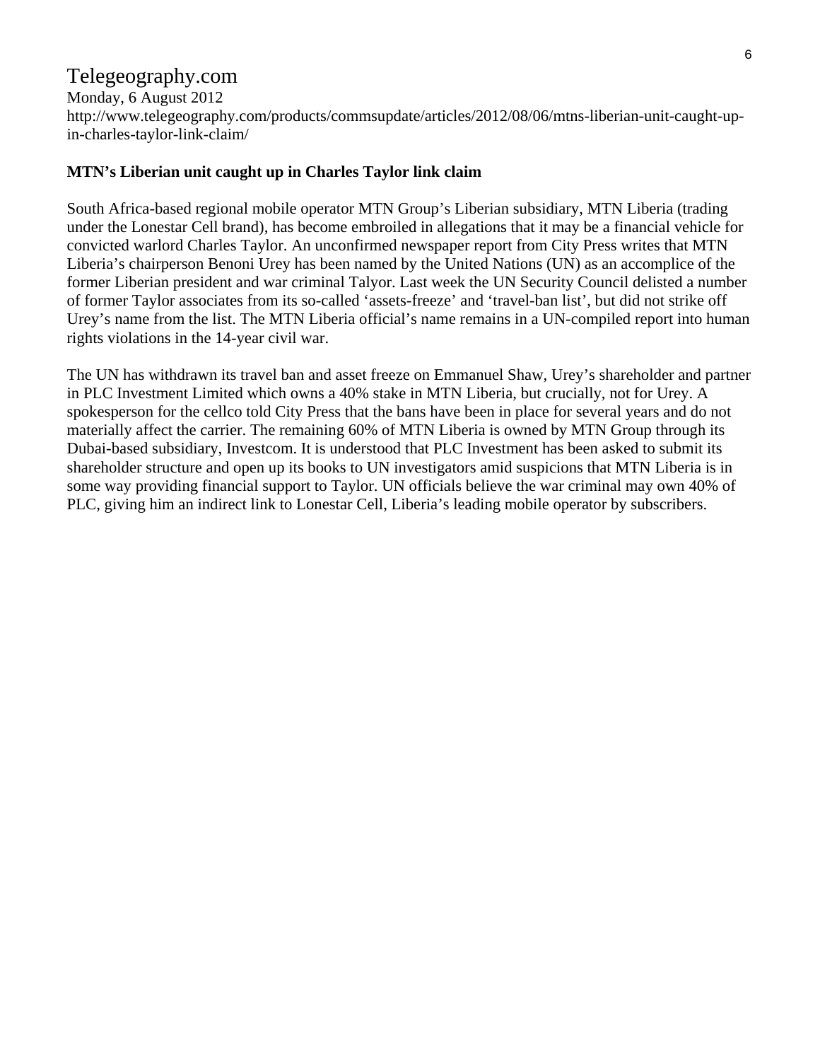Telegeography.com

Monday, 6 August 2012

http://www.telegeography.com/products/commsupdate/articles/2012/08/06/mtns-liberian-unit-caught-up-in-charles-taylor-link-claim/

**MTN's Liberian unit caught up in Charles Taylor link claim**

South Africa-based regional mobile operator MTN Group's Liberian subsidiary, MTN Liberia (trading under the Lonestar Cell brand), has become embroiled in allegations that it may be a financial vehicle for convicted warlord Charles Taylor. An unconfirmed newspaper report from City Press writes that MTN Liberia's chairperson Benoni Urey has been named by the United Nations (UN) as an accomplice of the former Liberian president and war criminal Talyor. Last week the UN Security Council delisted a number of former Taylor associates from its so-called 'assets-freeze' and 'travel-ban list', but did not strike off Urey's name from the list. The MTN Liberia official's name remains in a UN-compiled report into human rights violations in the 14-year civil war.

The UN has withdrawn its travel ban and asset freeze on Emmanuel Shaw, Urey's shareholder and partner in PLC Investment Limited which owns a 40% stake in MTN Liberia, but crucially, not for Urey. A spokesperson for the cellco told City Press that the bans have been in place for several years and do not materially affect the carrier. The remaining 60% of MTN Liberia is owned by MTN Group through its Dubai-based subsidiary, Investcom. It is understood that PLC Investment has been asked to submit its shareholder structure and open up its books to UN investigators amid suspicions that MTN Liberia is in some way providing financial support to Taylor. UN officials believe the war criminal may own 40% of PLC, giving him an indirect link to Lonestar Cell, Liberia's leading mobile operator by subscribers.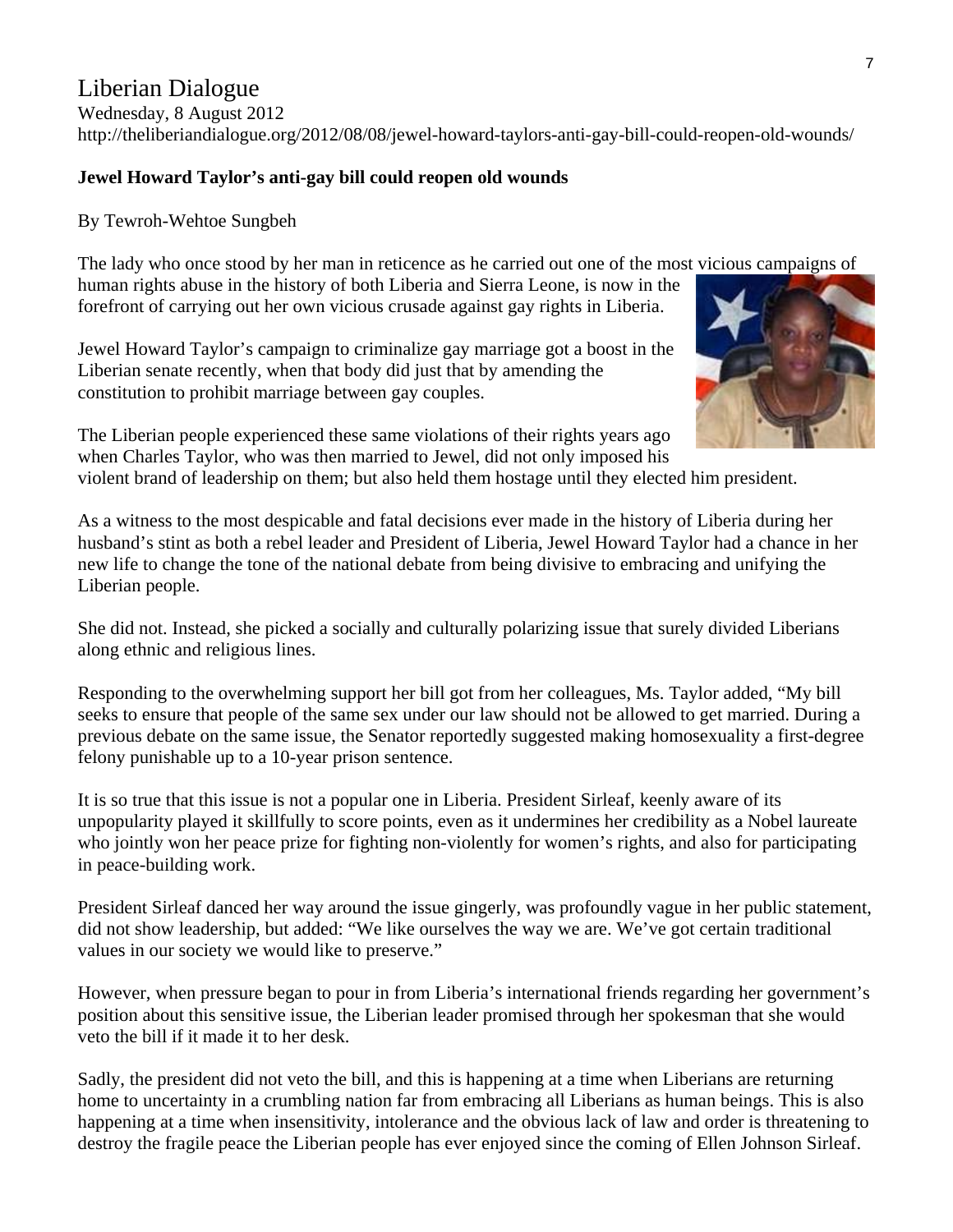# Liberian Dialogue

Wednesday, 8 August 2012

http://theliberiandialogue.org/2012/08/08/jewel-howard-taylors-anti-gay-bill-could-reopen-old-wounds/

**Jewel Howard Taylor's anti-gay bill could reopen old wounds**

By Tewroh-Wehtoe Sungbeh

The lady who once stood by her man in reticence as he carried out one of the most vicious campaigns of human rights abuse in the history of both Liberia and Sierra Leone, is now in the forefront of carrying out her own vicious crusade against gay rights in Liberia.

Jewel Howard Taylor's campaign to criminalize gay marriage got a boost in the Liberian senate recently, when that body did just that by amending the constitution to prohibit marriage between gay couples.

The Liberian people experienced these same violations of their rights years ago when Charles Taylor, who was then married to Jewel, did not only imposed his violent brand of leadership on them; but also held them hostage until they elected him president.

As a witness to the most despicable and fatal decisions ever made in the history of Liberia during her husband's stint as both a rebel leader and President of Liberia, Jewel Howard Taylor had a chance in her new life to change the tone of the national debate from being divisive to embracing and unifying the Liberian people.

She did not. Instead, she picked a socially and culturally polarizing issue that surely divided Liberians along ethnic and religious lines.

Responding to the overwhelming support her bill got from her colleagues, Ms. Taylor added, "My bill seeks to ensure that people of the same sex under our law should not be allowed to get married. During a previous debate on the same issue, the Senator reportedly suggested making homosexuality a first-degree felony punishable up to a 10-year prison sentence.

It is so true that this issue is not a popular one in Liberia. President Sirleaf, keenly aware of its unpopularity played it skillfully to score points, even as it undermines her credibility as a Nobel laureate who jointly won her peace prize for fighting non-violently for women's rights, and also for participating in peace-building work.

President Sirleaf danced her way around the issue gingerly, was profoundly vague in her public statement, did not show leadership, but added: "We like ourselves the way we are. We've got certain traditional values in our society we would like to preserve."

However, when pressure began to pour in from Liberia's international friends regarding her government's position about this sensitive issue, the Liberian leader promised through her spokesman that she would veto the bill if it made it to her desk.

Sadly, the president did not veto the bill, and this is happening at a time when Liberians are returning home to uncertainty in a crumbling nation far from embracing all Liberians as human beings. This is also happening at a time when insensitivity, intolerance and the obvious lack of law and order is threatening to destroy the fragile peace the Liberian people has ever enjoyed since the coming of Ellen Johnson Sirleaf.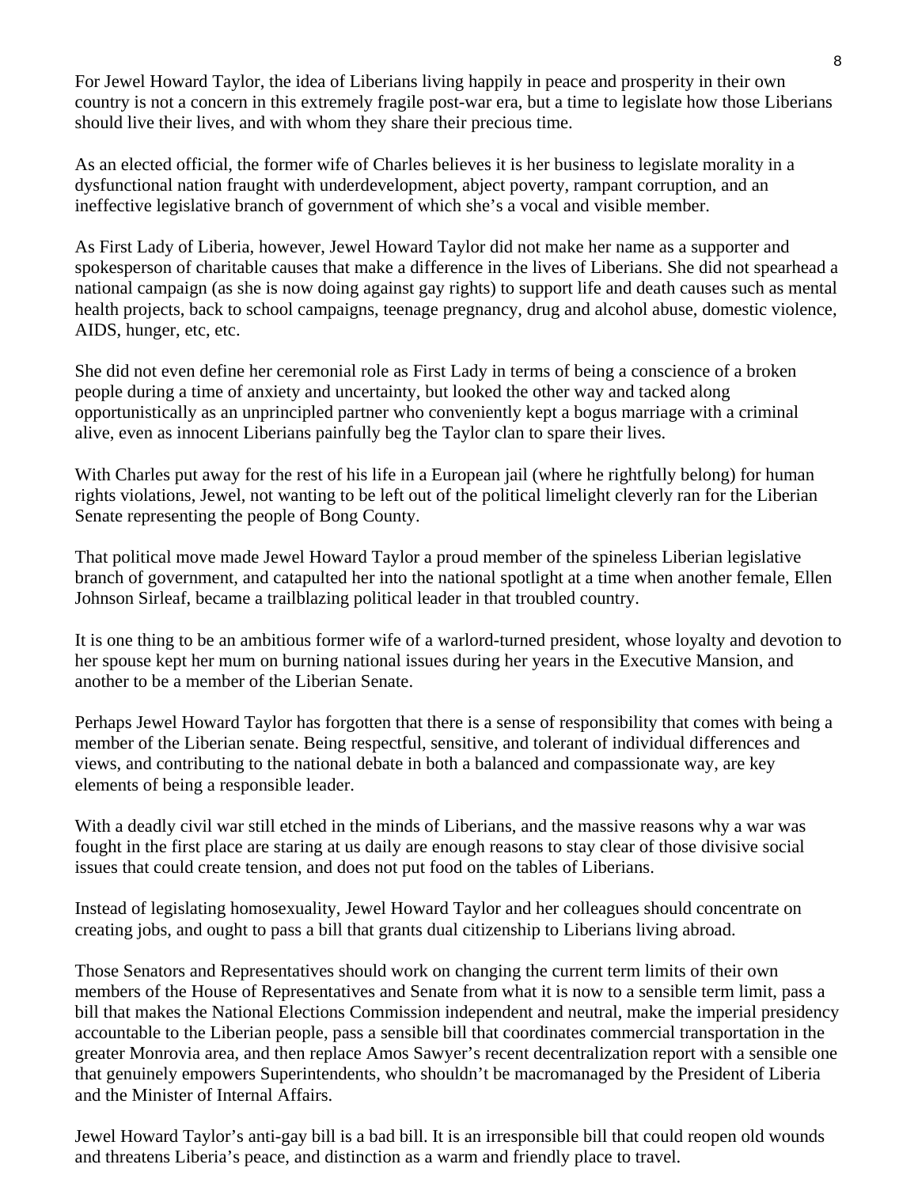For Jewel Howard Taylor, the idea of Liberians living happily in peace and prosperity in their own country is not a concern in this extremely fragile post-war era, but a time to legislate how those Liberians should live their lives, and with whom they share their precious time.

As an elected official, the former wife of Charles believes it is her business to legislate morality in a dysfunctional nation fraught with underdevelopment, abject poverty, rampant corruption, and an ineffective legislative branch of government of which she's a vocal and visible member.

As First Lady of Liberia, however, Jewel Howard Taylor did not make her name as a supporter and spokesperson of charitable causes that make a difference in the lives of Liberians. She did not spearhead a national campaign (as she is now doing against gay rights) to support life and death causes such as mental health projects, back to school campaigns, teenage pregnancy, drug and alcohol abuse, domestic violence, AIDS, hunger, etc, etc.

She did not even define her ceremonial role as First Lady in terms of being a conscience of a broken people during a time of anxiety and uncertainty, but looked the other way and tacked along opportunistically as an unprincipled partner who conveniently kept a bogus marriage with a criminal alive, even as innocent Liberians painfully beg the Taylor clan to spare their lives.

With Charles put away for the rest of his life in a European jail (where he rightfully belong) for human rights violations, Jewel, not wanting to be left out of the political limelight cleverly ran for the Liberian Senate representing the people of Bong County.

That political move made Jewel Howard Taylor a proud member of the spineless Liberian legislative branch of government, and catapulted her into the national spotlight at a time when another female, Ellen Johnson Sirleaf, became a trailblazing political leader in that troubled country.

It is one thing to be an ambitious former wife of a warlord-turned president, whose loyalty and devotion to her spouse kept her mum on burning national issues during her years in the Executive Mansion, and another to be a member of the Liberian Senate.

Perhaps Jewel Howard Taylor has forgotten that there is a sense of responsibility that comes with being a member of the Liberian senate. Being respectful, sensitive, and tolerant of individual differences and views, and contributing to the national debate in both a balanced and compassionate way, are key elements of being a responsible leader.

With a deadly civil war still etched in the minds of Liberians, and the massive reasons why a war was fought in the first place are staring at us daily are enough reasons to stay clear of those divisive social issues that could create tension, and does not put food on the tables of Liberians.

Instead of legislating homosexuality, Jewel Howard Taylor and her colleagues should concentrate on creating jobs, and ought to pass a bill that grants dual citizenship to Liberians living abroad.

Those Senators and Representatives should work on changing the current term limits of their own members of the House of Representatives and Senate from what it is now to a sensible term limit, pass a bill that makes the National Elections Commission independent and neutral, make the imperial presidency accountable to the Liberian people, pass a sensible bill that coordinates commercial transportation in the greater Monrovia area, and then replace Amos Sawyer's recent decentralization report with a sensible one that genuinely empowers Superintendents, who shouldn't be macromanaged by the President of Liberia and the Minister of Internal Affairs.

Jewel Howard Taylor's anti-gay bill is a bad bill. It is an irresponsible bill that could reopen old wounds and threatens Liberia's peace, and distinction as a warm and friendly place to travel.